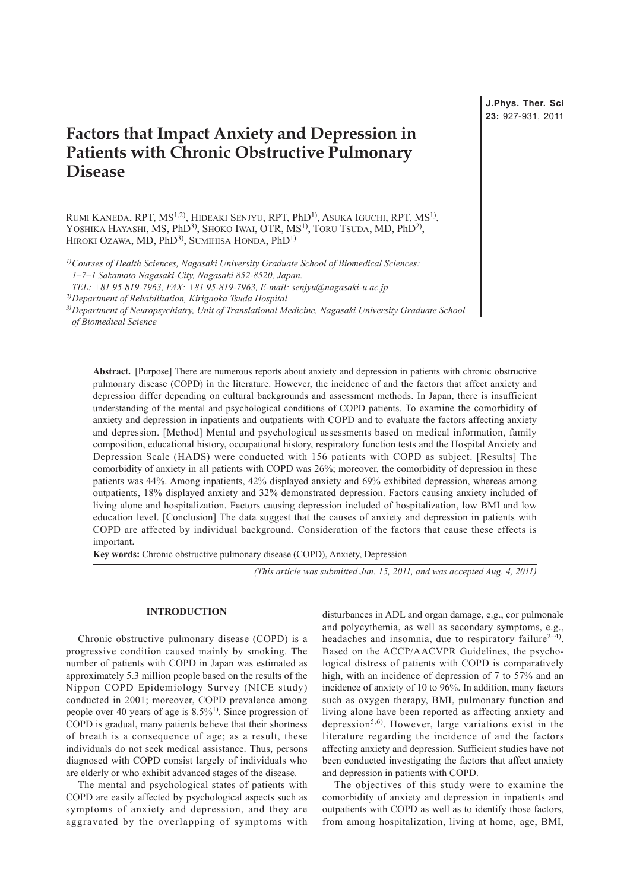# Factors that Impact Anxiety and Depression in Patients with Chronic Obstructive Pulmonary Disease

Rumi Kaneda, RPT, MS[1,2], Hideaki Senjyu, RPT, PhD[1], Asuka Iguchi, RPT, MS[1], Yoshika Hayashi, MS, PhD[3], Shoko Iwai, OTR, MS[1], Toru Tsuda, MD, PhD[2], Hiroki Ozawa, MD, PhD[3], Sumihisa Honda, PhD[1]

*[1] Courses of Health Sciences, Nagasaki University Graduate School of Biomedical Sciences: 1–7–1 Sakamoto Nagasaki-City, Nagasaki 852-8520, Japan. TEL: +81 95-819-7963, FAX: +81 95-819-7963, E-mail: senjyu@nagasaki-u.ac.jp*

*[2] Department of Rehabilitation, Kirigaoka Tsuda Hospital*

*[3] Department of Neuropsychiatry, Unit of Translational Medicine, Nagasaki University Graduate School of Biomedical Science*

**Abstract.** [Purpose] There are numerous reports about anxiety and depression in patients with chronic obstructive pulmonary disease (COPD) in the literature. However, the incidence of and the factors that affect anxiety and depression differ depending on cultural backgrounds and assessment methods. In Japan, there is insufficient understanding of the mental and psychological conditions of COPD patients. To examine the comorbidity of anxiety and depression in inpatients and outpatients with COPD and to evaluate the factors affecting anxiety and depression. [Method] Mental and psychological assessments based on medical information, family composition, educational history, occupational history, respiratory function tests and the Hospital Anxiety and Depression Scale (HADS) were conducted with 156 patients with COPD as subject. [Results] The comorbidity of anxiety in all patients with COPD was 26%; moreover, the comorbidity of depression in these patients was 44%. Among inpatients, 42% displayed anxiety and 69% exhibited depression, whereas among outpatients, 18% displayed anxiety and 32% demonstrated depression. Factors causing anxiety included of living alone and hospitalization. Factors causing depression included of hospitalization, low BMI and low education level. [Conclusion] The data suggest that the causes of anxiety and depression in patients with COPD are affected by individual background. Consideration of the factors that cause these effects is important.

**Key words:** Chronic obstructive pulmonary disease (COPD), Anxiety, Depression

*(This article was submitted Jun. 15, 2011, and was accepted Aug. 4, 2011)*

## INTRODUCTION

Chronic obstructive pulmonary disease (COPD) is a progressive condition caused mainly by smoking. The number of patients with COPD in Japan was estimated as approximately 5.3 million people based on the results of the Nippon COPD Epidemiology Survey (NICE study) conducted in 2001; moreover, COPD prevalence among people over 40 years of age is 8.5%[1]. Since progression of COPD is gradual, many patients believe that their shortness of breath is a consequence of age; as a result, these individuals do not seek medical assistance. Thus, persons diagnosed with COPD consist largely of individuals who are elderly or who exhibit advanced stages of the disease.

The mental and psychological states of patients with COPD are easily affected by psychological aspects such as symptoms of anxiety and depression, and they are aggravated by the overlapping of symptoms with disturbances in ADL and organ damage, e.g., cor pulmonale and polycythemia, as well as secondary symptoms, e.g., headaches and insomnia, due to respiratory failure[2–4]. Based on the ACCP/AACVPR Guidelines, the psychological distress of patients with COPD is comparatively high, with an incidence of depression of 7 to 57% and an incidence of anxiety of 10 to 96%. In addition, many factors such as oxygen therapy, BMI, pulmonary function and living alone have been reported as affecting anxiety and depression[5,6]. However, large variations exist in the literature regarding the incidence of and the factors affecting anxiety and depression. Sufficient studies have not been conducted investigating the factors that affect anxiety and depression in patients with COPD.

The objectives of this study were to examine the comorbidity of anxiety and depression in inpatients and outpatients with COPD as well as to identify those factors, from among hospitalization, living at home, age, BMI,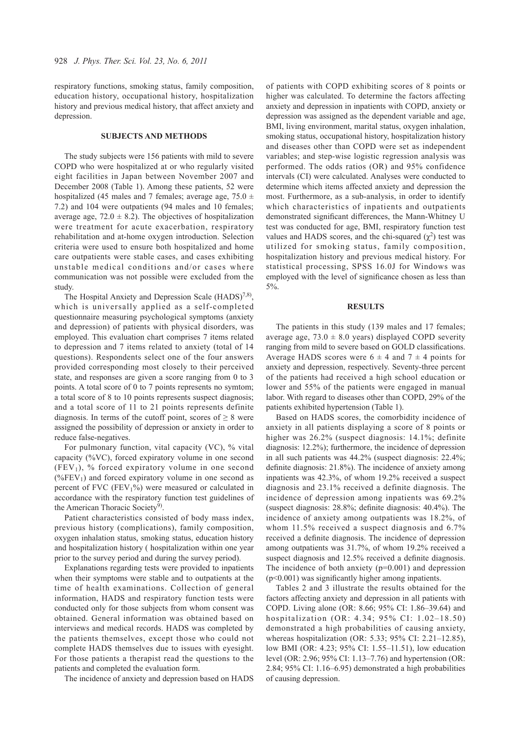respiratory functions, smoking status, family composition, education history, occupational history, hospitalization history and previous medical history, that affect anxiety and depression.

## SUBJECTS AND METHODS

The study subjects were 156 patients with mild to severe COPD who were hospitalized at or who regularly visited eight facilities in Japan between November 2007 and December 2008 (Table 1). Among these patients, 52 were hospitalized (45 males and 7 females; average age, 75.0 ± 7.2) and 104 were outpatients (94 males and 10 females; average age, 72.0 ± 8.2). The objectives of hospitalization were treatment for acute exacerbation, respiratory rehabilitation and at-home oxygen introduction. Selection criteria were used to ensure both hospitalized and home care outpatients were stable cases, and cases exhibiting unstable medical conditions and/or cases where communication was not possible were excluded from the study.

The Hospital Anxiety and Depression Scale (HADS)[7,8], which is universally applied as a self-completed questionnaire measuring psychological symptoms (anxiety and depression) of patients with physical disorders, was employed. This evaluation chart comprises 7 items related to depression and 7 items related to anxiety (total of 14 questions). Respondents select one of the four answers provided corresponding most closely to their perceived state, and responses are given a score ranging from 0 to 3 points. A total score of 0 to 7 points represents no symtom; a total score of 8 to 10 points represents suspect diagnosis; and a total score of 11 to 21 points represents definite diagnosis. In terms of the cutoff point, scores of ≥ 8 were assigned the possibility of depression or anxiety in order to reduce false-negatives.

For pulmonary function, vital capacity (VC), % vital capacity (%VC), forced expiratory volume in one second ($FEV_1$), % forced expiratory volume in one second ($\%FEV_1$) and forced expiratory volume in one second as percent of FVC ($FEV_1\%$) were measured or calculated in accordance with the respiratory function test guidelines of the American Thoracic Society[9].

Patient characteristics consisted of body mass index, previous history (complications), family composition, oxygen inhalation status, smoking status, education history and hospitalization history ( hospitalization within one year prior to the survey period and during the survey period).

Explanations regarding tests were provided to inpatients when their symptoms were stable and to outpatients at the time of health examinations. Collection of general information, HADS and respiratory function tests were conducted only for those subjects from whom consent was obtained. General information was obtained based on interviews and medical records. HADS was completed by the patients themselves, except those who could not complete HADS themselves due to issues with eyesight. For those patients a therapist read the questions to the patients and completed the evaluation form.

The incidence of anxiety and depression based on HADS of patients with COPD exhibiting scores of 8 points or higher was calculated. To determine the factors affecting anxiety and depression in inpatients with COPD, anxiety or depression was assigned as the dependent variable and age, BMI, living environment, marital status, oxygen inhalation, smoking status, occupational history, hospitalization history and diseases other than COPD were set as independent variables; and step-wise logistic regression analysis was performed. The odds ratios (OR) and 95% confidence intervals (CI) were calculated. Analyses were conducted to determine which items affected anxiety and depression the most. Furthermore, as a sub-analysis, in order to identify which characteristics of inpatients and outpatients demonstrated significant differences, the Mann-Whitney U test was conducted for age, BMI, respiratory function test values and HADS scores, and the chi-squared ($\chi^2$) test was utilized for smoking status, family composition, hospitalization history and previous medical history. For statistical processing, SPSS 16.0J for Windows was employed with the level of significance chosen as less than 5%.

## RESULTS

The patients in this study (139 males and 17 females; average age, 73.0 ± 8.0 years) displayed COPD severity ranging from mild to severe based on GOLD classifications. Average HADS scores were 6 ± 4 and 7 ± 4 points for anxiety and depression, respectively. Seventy-three percent of the patients had received a high school education or lower and 55% of the patients were engaged in manual labor. With regard to diseases other than COPD, 29% of the patients exhibited hypertension (Table 1).

Based on HADS scores, the comorbidity incidence of anxiety in all patients displaying a score of 8 points or higher was 26.2% (suspect diagnosis: 14.1%; definite diagnosis: 12.2%); furthermore, the incidence of depression in all such patients was 44.2% (suspect diagnosis: 22.4%; definite diagnosis: 21.8%). The incidence of anxiety among inpatients was 42.3%, of whom 19.2% received a suspect diagnosis and 23.1% received a definite diagnosis. The incidence of depression among inpatients was 69.2% (suspect diagnosis: 28.8%; definite diagnosis: 40.4%). The incidence of anxiety among outpatients was 18.2%, of whom 11.5% received a suspect diagnosis and 6.7% received a definite diagnosis. The incidence of depression among outpatients was 31.7%, of whom 19.2% received a suspect diagnosis and 12.5% received a definite diagnosis. The incidence of both anxiety ($p=0.001$) and depression ($p<0.001$) was significantly higher among inpatients.

Tables 2 and 3 illustrate the results obtained for the factors affecting anxiety and depression in all patients with COPD. Living alone (OR: 8.66; 95% CI: 1.86–39.64) and hospitalization (OR: 4.34; 95% CI: 1.02–18.50) demonstrated a high probabilities of causing anxiety, whereas hospitalization (OR: 5.33; 95% CI: 2.21–12.85), low BMI (OR: 4.23; 95% CI: 1.55–11.51), low education level (OR: 2.96; 95% CI: 1.13–7.76) and hypertension (OR: 2.84; 95% CI: 1.16–6.95) demonstrated a high probabilities of causing depression.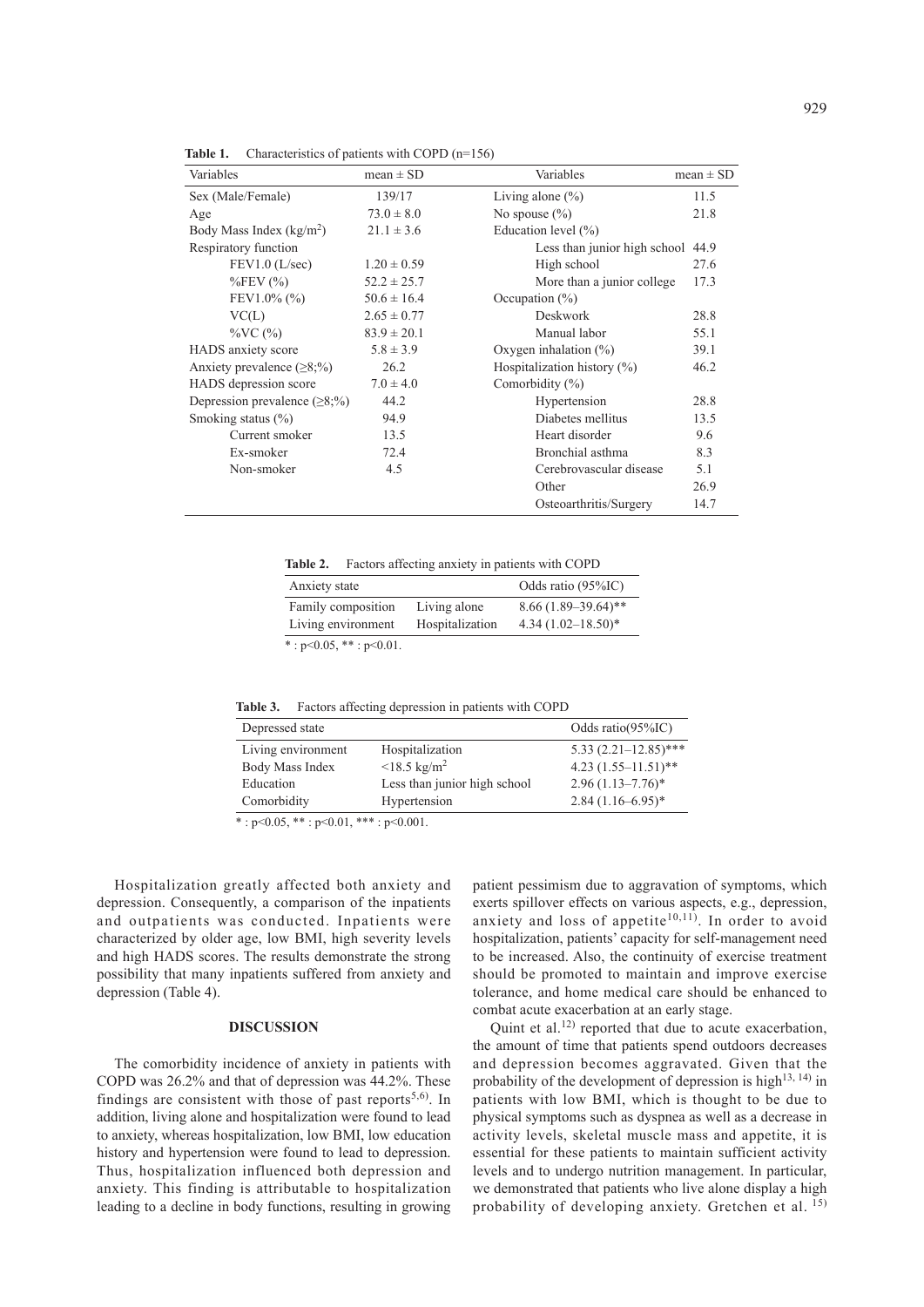**Table 1.** Characteristics of patients with COPD (n=156)

| Variables | mean ± SD | Variables | mean ± SD |
|---|---|---|---|
| Sex (Male/Female) | 139/17 | Living alone (%) | 11.5 |
| Age | 73.0 ± 8.0 | No spouse (%) | 21.8 |
| Body Mass Index (kg/m$^2$) | 21.1 ± 3.6 | Education level (%) | |
| Respiratory function | | Less than junior high school | 44.9 |
| FEV1.0 (L/sec) | 1.20 ± 0.59 | High school | 27.6 |
| %FEV (%) | 52.2 ± 25.7 | More than a junior college | 17.3 |
| FEV1.0% (%) | 50.6 ± 16.4 | Occupation (%) | |
| VC(L) | 2.65 ± 0.77 | Deskwork | 28.8 |
| %VC (%) | 83.9 ± 20.1 | Manual labor | 55.1 |
| HADS anxiety score | 5.8 ± 3.9 | Oxygen inhalation (%) | 39.1 |
| Anxiety prevalence (≥8;%) | 26.2 | Hospitalization history (%) | 46.2 |
| HADS depression score | 7.0 ± 4.0 | Comorbidity (%) | |
| Depression prevalence (≥8;%) | 44.2 | Hypertension | 28.8 |
| Smoking status (%) | 94.9 | Diabetes mellitus | 13.5 |
| Current smoker | 13.5 | Heart disorder | 9.6 |
| Ex-smoker | 72.4 | Bronchial asthma | 8.3 |
| Non-smoker | 4.5 | Cerebrovascular disease | 5.1 |
| | | Other | 26.9 |
| | | Osteoarthritis/Surgery | 14.7 |

**Table 2.** Factors affecting anxiety in patients with COPD

| Anxiety state | | Odds ratio (95%IC) |
|---|---|---|
| Family composition | Living alone | 8.66 (1.89–39.64)** |
| Living environment | Hospitalization | 4.34 (1.02–18.50)* |

* : $p<0.05$, ** : $p<0.01$.

**Table 3.** Factors affecting depression in patients with COPD

| Depressed state | | Odds ratio(95%IC) |
|---|---|---|
| Living environment | Hospitalization | 5.33 (2.21–12.85)*** |
| Body Mass Index | <18.5 kg/m$^2$ | 4.23 (1.55–11.51)** |
| Education | Less than junior high school | 2.96 (1.13–7.76)* |
| Comorbidity | Hypertension | 2.84 (1.16–6.95)* |

* : $p<0.05$, ** : $p<0.01$, *** : $p<0.001$.

Hospitalization greatly affected both anxiety and depression. Consequently, a comparison of the inpatients and outpatients was conducted. Inpatients were characterized by older age, low BMI, high severity levels and high HADS scores. The results demonstrate the strong possibility that many inpatients suffered from anxiety and depression (Table 4).

## DISCUSSION

The comorbidity incidence of anxiety in patients with COPD was 26.2% and that of depression was 44.2%. These findings are consistent with those of past reports[5,6]. In addition, living alone and hospitalization were found to lead to anxiety, whereas hospitalization, low BMI, low education history and hypertension were found to lead to depression. Thus, hospitalization influenced both depression and anxiety. This finding is attributable to hospitalization leading to a decline in body functions, resulting in growing patient pessimism due to aggravation of symptoms, which exerts spillover effects on various aspects, e.g., depression, anxiety and loss of appetite[10,11]. In order to avoid hospitalization, patients' capacity for self-management need to be increased. Also, the continuity of exercise treatment should be promoted to maintain and improve exercise tolerance, and home medical care should be enhanced to combat acute exacerbation at an early stage.

Quint et al.[12] reported that due to acute exacerbation, the amount of time that patients spend outdoors decreases and depression becomes aggravated. Given that the probability of the development of depression is high[13, 14] in patients with low BMI, which is thought to be due to physical symptoms such as dyspnea as well as a decrease in activity levels, skeletal muscle mass and appetite, it is essential for these patients to maintain sufficient activity levels and to undergo nutrition management. In particular, we demonstrated that patients who live alone display a high probability of developing anxiety. Gretchen et al. [15]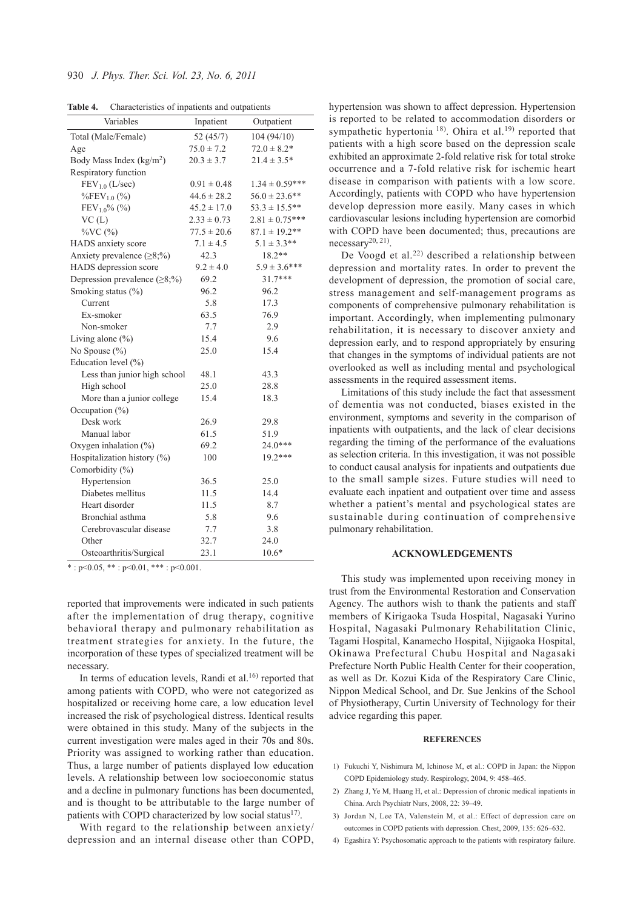**Table 4.** Characteristics of inpatients and outpatients

| Variables | Inpatient | Outpatient |
|---|---|---|
| Total (Male/Female) | 52 (45/7) | 104 (94/10) |
| Age | 75.0 ± 7.2 | 72.0 ± 8.2* |
| Body Mass Index (kg/m$^2$) | 20.3 ± 3.7 | 21.4 ± 3.5* |
| Respiratory function | | |
| $FEV_{1.0}$ (L/sec) | 0.91 ± 0.48 | 1.34 ± 0.59*** |
| $\%FEV_{1.0}$ (%) | 44.6 ± 28.2 | 56.0 ± 23.6** |
| $FEV_{1.0}\%$ (%) | 45.2 ± 17.0 | 53.3 ± 15.5** |
| VC (L) | 2.33 ± 0.73 | 2.81 ± 0.75*** |
| %VC (%) | 77.5 ± 20.6 | 87.1 ± 19.2** |
| HADS anxiety score | 7.1 ± 4.5 | 5.1 ± 3.3** |
| Anxiety prevalence (≥8;%) | 42.3 | 18.2** |
| HADS depression score | 9.2 ± 4.0 | 5.9 ± 3.6*** |
| Depression prevalence (≥8;%) | 69.2 | 31.7*** |
| Smoking status (%) | 96.2 | 96.2 |
| Current | 5.8 | 17.3 |
| Ex-smoker | 63.5 | 76.9 |
| Non-smoker | 7.7 | 2.9 |
| Living alone (%) | 15.4 | 9.6 |
| No Spouse (%) | 25.0 | 15.4 |
| Education level (%) | | |
| Less than junior high school | 48.1 | 43.3 |
| High school | 25.0 | 28.8 |
| More than a junior college | 15.4 | 18.3 |
| Occupation (%) | | |
| Desk work | 26.9 | 29.8 |
| Manual labor | 61.5 | 51.9 |
| Oxygen inhalation (%) | 69.2 | 24.0*** |
| Hospitalization history (%) | 100 | 19.2*** |
| Comorbidity (%) | | |
| Hypertension | 36.5 | 25.0 |
| Diabetes mellitus | 11.5 | 14.4 |
| Heart disorder | 11.5 | 8.7 |
| Bronchial asthma | 5.8 | 9.6 |
| Cerebrovascular disease | 7.7 | 3.8 |
| Other | 32.7 | 24.0 |
| Osteoarthritis/Surgical | 23.1 | 10.6* |

* : $p<0.05$, ** : $p<0.01$, *** : $p<0.001$.

reported that improvements were indicated in such patients after the implementation of drug therapy, cognitive behavioral therapy and pulmonary rehabilitation as treatment strategies for anxiety. In the future, the incorporation of these types of specialized treatment will be necessary.

In terms of education levels, Randi et al.[16] reported that among patients with COPD, who were not categorized as hospitalized or receiving home care, a low education level increased the risk of psychological distress. Identical results were obtained in this study. Many of the subjects in the current investigation were males aged in their 70s and 80s. Priority was assigned to working rather than education. Thus, a large number of patients displayed low education levels. A relationship between low socioeconomic status and a decline in pulmonary functions has been documented, and is thought to be attributable to the large number of patients with COPD characterized by low social status[17].

With regard to the relationship between anxiety/depression and an internal disease other than COPD, hypertension was shown to affect depression. Hypertension is reported to be related to accommodation disorders or sympathetic hypertonia [18]. Ohira et al.[19] reported that patients with a high score based on the depression scale exhibited an approximate 2-fold relative risk for total stroke occurrence and a 7-fold relative risk for ischemic heart disease in comparison with patients with a low score. Accordingly, patients with COPD who have hypertension develop depression more easily. Many cases in which cardiovascular lesions including hypertension are comorbid with COPD have been documented; thus, precautions are necessary[20, 21].

De Voogd et al.[22] described a relationship between depression and mortality rates. In order to prevent the development of depression, the promotion of social care, stress management and self-management programs as components of comprehensive pulmonary rehabilitation is important. Accordingly, when implementing pulmonary rehabilitation, it is necessary to discover anxiety and depression early, and to respond appropriately by ensuring that changes in the symptoms of individual patients are not overlooked as well as including mental and psychological assessments in the required assessment items.

Limitations of this study include the fact that assessment of dementia was not conducted, biases existed in the environment, symptoms and severity in the comparison of inpatients with outpatients, and the lack of clear decisions regarding the timing of the performance of the evaluations as selection criteria. In this investigation, it was not possible to conduct causal analysis for inpatients and outpatients due to the small sample sizes. Future studies will need to evaluate each inpatient and outpatient over time and assess whether a patient's mental and psychological states are sustainable during continuation of comprehensive pulmonary rehabilitation.

## ACKNOWLEDGEMENTS

This study was implemented upon receiving money in trust from the Environmental Restoration and Conservation Agency. The authors wish to thank the patients and staff members of Kirigaoka Tsuda Hospital, Nagasaki Yurino Hospital, Nagasaki Pulmonary Rehabilitation Clinic, Tagami Hospital, Kanamecho Hospital, Nijigaoka Hospital, Okinawa Prefectural Chubu Hospital and Nagasaki Prefecture North Public Health Center for their cooperation, as well as Dr. Kozui Kida of the Respiratory Care Clinic, Nippon Medical School, and Dr. Sue Jenkins of the School of Physiotherapy, Curtin University of Technology for their advice regarding this paper.

## REFERENCES

1) Fukuchi Y, Nishimura M, Ichinose M, et al.: COPD in Japan: the Nippon COPD Epidemiology study. Respirology, 2004, 9: 458–465.
2) Zhang J, Ye M, Huang H, et al.: Depression of chronic medical inpatients in China. Arch Psychiatr Nurs, 2008, 22: 39–49.
3) Jordan N, Lee TA, Valenstein M, et al.: Effect of depression care on outcomes in COPD patients with depression. Chest, 2009, 135: 626–632.
4) Egashira Y: Psychosomatic approach to the patients with respiratory failure.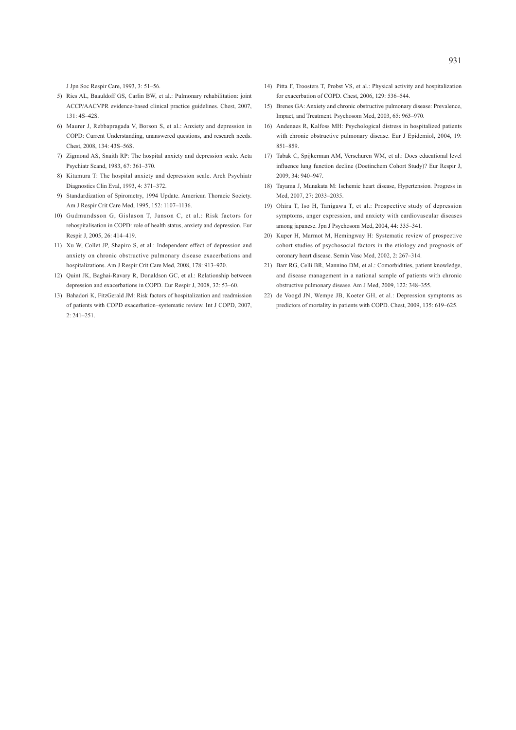J Jpn Soc Respir Care, 1993, 3: 51–56.

5) Ries AL, Baauldoff GS, Carlin BW, et al.: Pulmonary rehabilitation: joint ACCP/AACVPR evidence-based clinical practice guidelines. Chest, 2007, 131: 4S–42S.
6) Maurer J, Rebbapragada V, Borson S, et al.: Anxiety and depression in COPD: Current Understanding, unanswered questions, and research needs. Chest, 2008, 134: 43S–56S.
7) Zigmond AS, Snaith RP: The hospital anxiety and depression scale. Acta Psychiatr Scand, 1983, 67: 361–370.
8) Kitamura T: The hospital anxiety and depression scale. Arch Psychiatr Diagnostics Clin Eval, 1993, 4: 371–372.
9) Standardization of Spirometry, 1994 Update. American Thoracic Society. Am J Respir Crit Care Med, 1995, 152: 1107–1136.
10) Gudmundsson G, Gislason T, Janson C, et al.: Risk factors for rehospitalisation in COPD: role of health status, anxiety and depression. Eur Respir J, 2005, 26: 414–419.
11) Xu W, Collet JP, Shapiro S, et al.: Independent effect of depression and anxiety on chronic obstructive pulmonary disease exacerbations and hospitalizations. Am J Respir Crit Care Med, 2008, 178: 913–920.
12) Quint JK, Baghai-Ravary R, Donaldson GC, et al.: Relationship between depression and exacerbations in COPD. Eur Respir J, 2008, 32: 53–60.
13) Bahadori K, FitzGerald JM: Risk factors of hospitalization and readmission of patients with COPD exacerbation–systematic review. Int J COPD, 2007, 2: 241–251.
14) Pitta F, Troosters T, Probst VS, et al.: Physical activity and hospitalization for exacerbation of COPD. Chest, 2006, 129: 536–544.
15) Brenes GA: Anxiety and chronic obstructive pulmonary disease: Prevalence, Impact, and Treatment. Psychosom Med, 2003, 65: 963–970.
16) Andenaes R, Kalfoss MH: Psychological distress in hospitalized patients with chronic obstructive pulmonary disease. Eur J Epidemiol, 2004, 19: 851–859.
17) Tabak C, Spijkerman AM, Verschuren WM, et al.: Does educational level influence lung function decline (Doetinchem Cohort Study)? Eur Respir J, 2009, 34: 940–947.
18) Tayama J, Munakata M: Ischemic heart disease, Hypertension. Progress in Med, 2007, 27: 2033–2035.
19) Ohira T, Iso H, Tanigawa T, et al.: Prospective study of depression symptoms, anger expression, and anxiety with cardiovascular diseases among japanese. Jpn J Psychosom Med, 2004, 44: 335–341.
20) Kuper H, Marmot M, Hemingway H: Systematic review of prospective cohort studies of psychosocial factors in the etiology and prognosis of coronary heart disease. Semin Vasc Med, 2002, 2: 267–314.
21) Barr RG, Celli BR, Mannino DM, et al.: Comorbidities, patient knowledge, and disease management in a national sample of patients with chronic obstructive pulmonary disease. Am J Med, 2009, 122: 348–355.
22) de Voogd JN, Wempe JB, Koeter GH, et al.: Depression symptoms as predictors of mortality in patients with COPD. Chest, 2009, 135: 619–625.